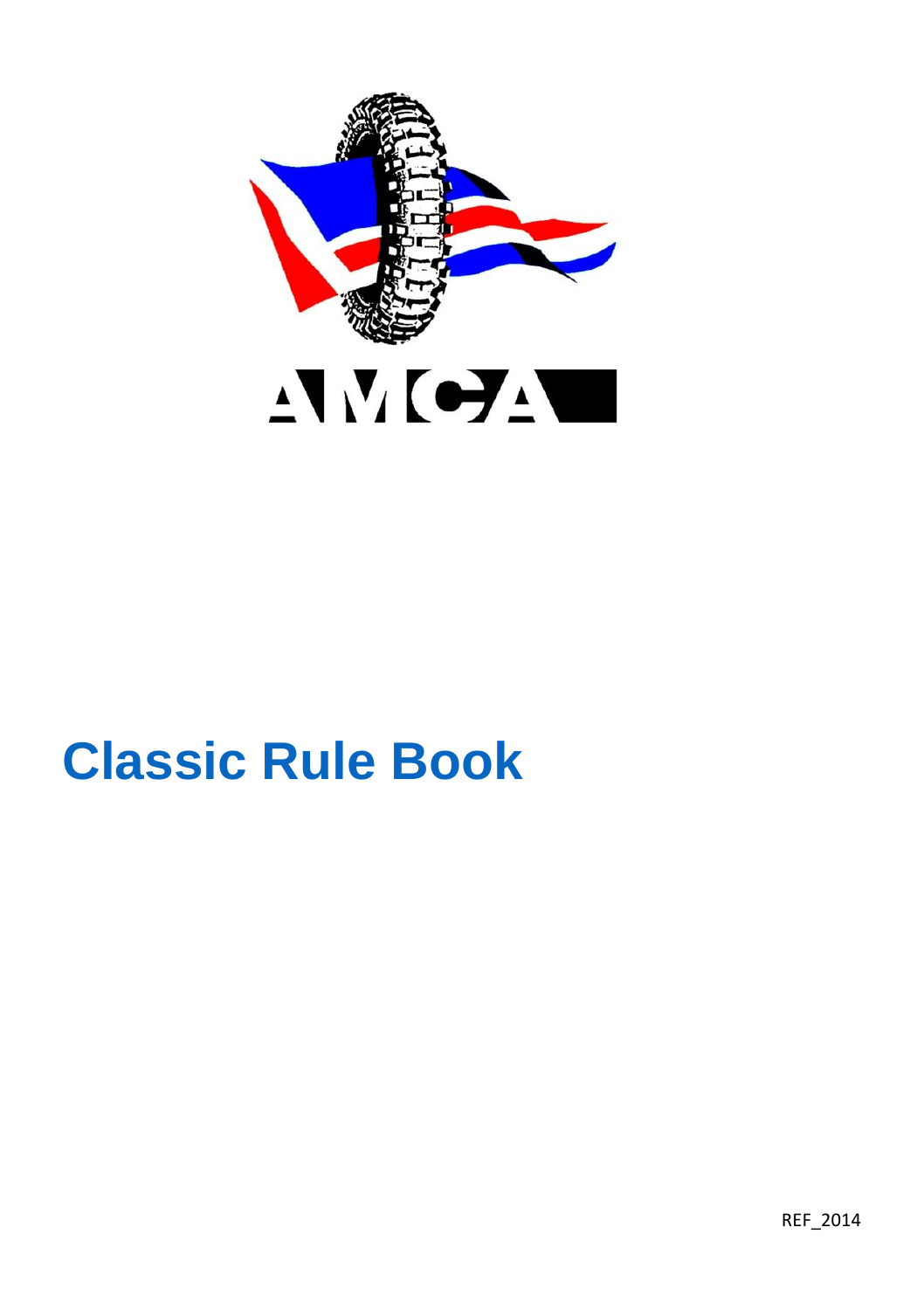AMCA

# Classic Rule Book

REF_2014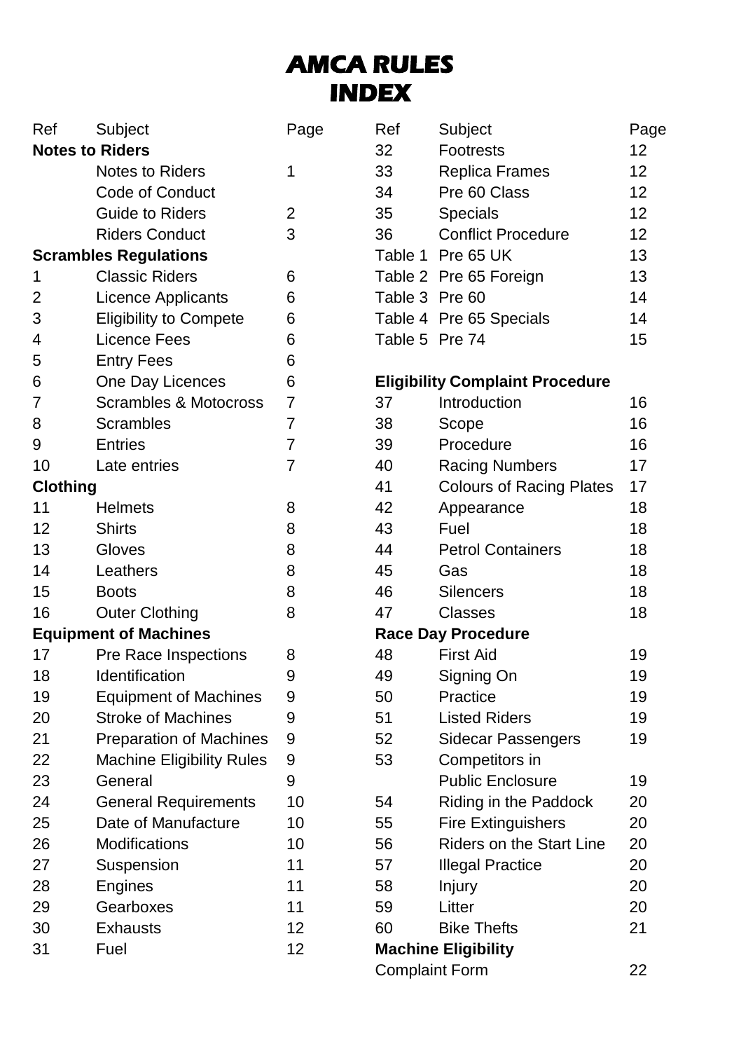# AMCA RULES
# INDEX

| Ref | Subject | Page |
|---|---|---|
| **Notes to Riders** | | |
| | Notes to Riders | 1 |
| | Code of Conduct | |
| | Guide to Riders | 2 |
| | Riders Conduct | 3 |
| **Scrambles Regulations** | | |
| 1 | Classic Riders | 6 |
| 2 | Licence Applicants | 6 |
| 3 | Eligibility to Compete | 6 |
| 4 | Licence Fees | 6 |
| 5 | Entry Fees | 6 |
| 6 | One Day Licences | 6 |
| 7 | Scrambles & Motocross | 7 |
| 8 | Scrambles | 7 |
| 9 | Entries | 7 |
| 10 | Late entries | 7 |
| **Clothing** | | |
| 11 | Helmets | 8 |
| 12 | Shirts | 8 |
| 13 | Gloves | 8 |
| 14 | Leathers | 8 |
| 15 | Boots | 8 |
| 16 | Outer Clothing | 8 |
| **Equipment of Machines** | | |
| 17 | Pre Race Inspections | 8 |
| 18 | Identification | 9 |
| 19 | Equipment of Machines | 9 |
| 20 | Stroke of Machines | 9 |
| 21 | Preparation of Machines | 9 |
| 22 | Machine Eligibility Rules | 9 |
| 23 | General | 9 |
| 24 | General Requirements | 10 |
| 25 | Date of Manufacture | 10 |
| 26 | Modifications | 10 |
| 27 | Suspension | 11 |
| 28 | Engines | 11 |
| 29 | Gearboxes | 11 |
| 30 | Exhausts | 12 |
| 31 | Fuel | 12 |
| 32 | Footrests | 12 |
| 33 | Replica Frames | 12 |
| 34 | Pre 60 Class | 12 |
| 35 | Specials | 12 |
| 36 | Conflict Procedure | 12 |
| Table 1 | Pre 65 UK | 13 |
| Table 2 | Pre 65 Foreign | 13 |
| Table 3 | Pre 60 | 14 |
| Table 4 | Pre 65 Specials | 14 |
| Table 5 | Pre 74 | 15 |
| **Eligibility Complaint Procedure** | | |
| 37 | Introduction | 16 |
| 38 | Scope | 16 |
| 39 | Procedure | 16 |
| 40 | Racing Numbers | 17 |
| 41 | Colours of Racing Plates | 17 |
| 42 | Appearance | 18 |
| 43 | Fuel | 18 |
| 44 | Petrol Containers | 18 |
| 45 | Gas | 18 |
| 46 | Silencers | 18 |
| 47 | Classes | 18 |
| **Race Day Procedure** | | |
| 48 | First Aid | 19 |
| 49 | Signing On | 19 |
| 50 | Practice | 19 |
| 51 | Listed Riders | 19 |
| 52 | Sidecar Passengers | 19 |
| 53 | Competitors in Public Enclosure | 19 |
| 54 | Riding in the Paddock | 20 |
| 55 | Fire Extinguishers | 20 |
| 56 | Riders on the Start Line | 20 |
| 57 | Illegal Practice | 20 |
| 58 | Injury | 20 |
| 59 | Litter | 20 |
| 60 | Bike Thefts | 21 |
| **Machine Eligibility** | | |
| Complaint Form | | 22 |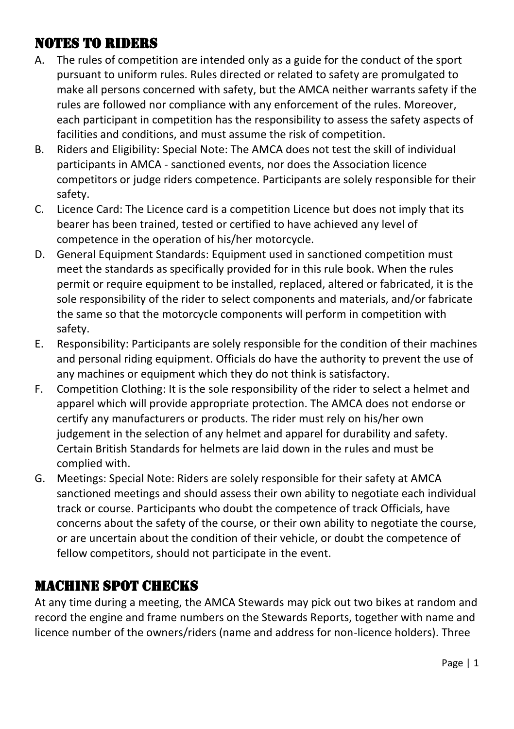# NOTES TO RIDERS

A. The rules of competition are intended only as a guide for the conduct of the sport pursuant to uniform rules. Rules directed or related to safety are promulgated to make all persons concerned with safety, but the AMCA neither warrants safety if the rules are followed nor compliance with any enforcement of the rules. Moreover, each participant in competition has the responsibility to assess the safety aspects of facilities and conditions, and must assume the risk of competition.

B. Riders and Eligibility: Special Note: The AMCA does not test the skill of individual participants in AMCA - sanctioned events, nor does the Association licence competitors or judge riders competence. Participants are solely responsible for their safety.

C. Licence Card: The Licence card is a competition Licence but does not imply that its bearer has been trained, tested or certified to have achieved any level of competence in the operation of his/her motorcycle.

D. General Equipment Standards: Equipment used in sanctioned competition must meet the standards as specifically provided for in this rule book. When the rules permit or require equipment to be installed, replaced, altered or fabricated, it is the sole responsibility of the rider to select components and materials, and/or fabricate the same so that the motorcycle components will perform in competition with safety.

E. Responsibility: Participants are solely responsible for the condition of their machines and personal riding equipment. Officials do have the authority to prevent the use of any machines or equipment which they do not think is satisfactory.

F. Competition Clothing: It is the sole responsibility of the rider to select a helmet and apparel which will provide appropriate protection. The AMCA does not endorse or certify any manufacturers or products. The rider must rely on his/her own judgement in the selection of any helmet and apparel for durability and safety. Certain British Standards for helmets are laid down in the rules and must be complied with.

G. Meetings: Special Note: Riders are solely responsible for their safety at AMCA sanctioned meetings and should assess their own ability to negotiate each individual track or course. Participants who doubt the competence of track Officials, have concerns about the safety of the course, or their own ability to negotiate the course, or are uncertain about the condition of their vehicle, or doubt the competence of fellow competitors, should not participate in the event.

# MACHINE SPOT CHECKS

At any time during a meeting, the AMCA Stewards may pick out two bikes at random and record the engine and frame numbers on the Stewards Reports, together with name and licence number of the owners/riders (name and address for non-licence holders). Three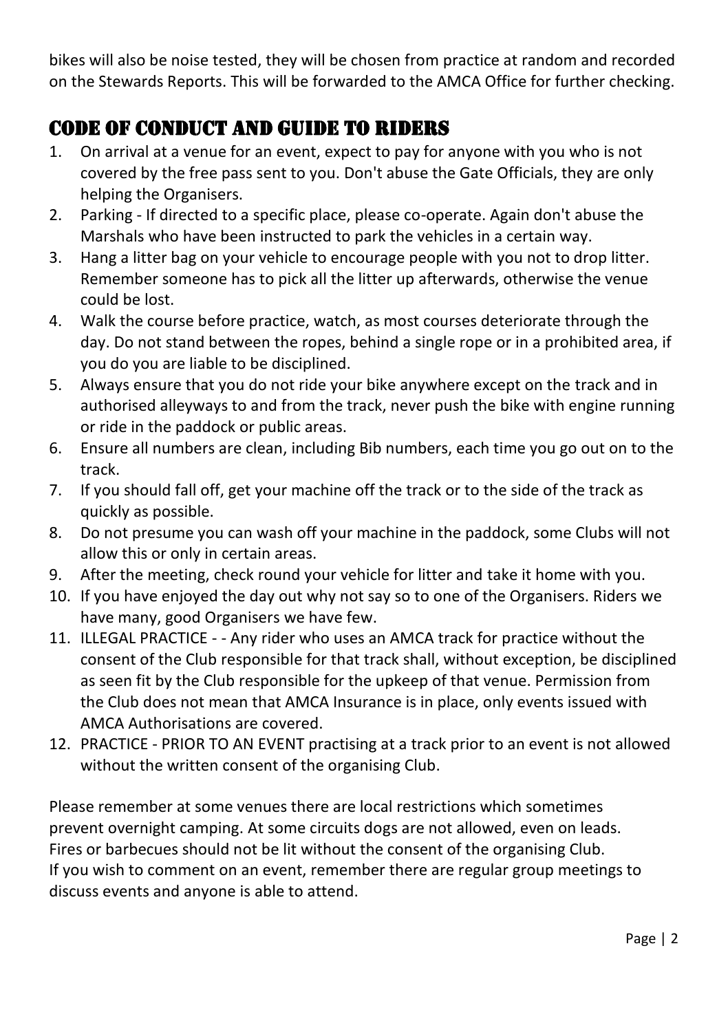bikes will also be noise tested, they will be chosen from practice at random and recorded on the Stewards Reports. This will be forwarded to the AMCA Office for further checking.

## CODE OF CONDUCT AND GUIDE TO RIDERS

1. On arrival at a venue for an event, expect to pay for anyone with you who is not covered by the free pass sent to you. Don't abuse the Gate Officials, they are only helping the Organisers.
2. Parking - If directed to a specific place, please co-operate. Again don't abuse the Marshals who have been instructed to park the vehicles in a certain way.
3. Hang a litter bag on your vehicle to encourage people with you not to drop litter. Remember someone has to pick all the litter up afterwards, otherwise the venue could be lost.
4. Walk the course before practice, watch, as most courses deteriorate through the day. Do not stand between the ropes, behind a single rope or in a prohibited area, if you do you are liable to be disciplined.
5. Always ensure that you do not ride your bike anywhere except on the track and in authorised alleyways to and from the track, never push the bike with engine running or ride in the paddock or public areas.
6. Ensure all numbers are clean, including Bib numbers, each time you go out on to the track.
7. If you should fall off, get your machine off the track or to the side of the track as quickly as possible.
8. Do not presume you can wash off your machine in the paddock, some Clubs will not allow this or only in certain areas.
9. After the meeting, check round your vehicle for litter and take it home with you.
10. If you have enjoyed the day out why not say so to one of the Organisers. Riders we have many, good Organisers we have few.
11. ILLEGAL PRACTICE - - Any rider who uses an AMCA track for practice without the consent of the Club responsible for that track shall, without exception, be disciplined as seen fit by the Club responsible for the upkeep of that venue. Permission from the Club does not mean that AMCA Insurance is in place, only events issued with AMCA Authorisations are covered.
12. PRACTICE - PRIOR TO AN EVENT practising at a track prior to an event is not allowed without the written consent of the organising Club.

Please remember at some venues there are local restrictions which sometimes prevent overnight camping. At some circuits dogs are not allowed, even on leads. Fires or barbecues should not be lit without the consent of the organising Club. If you wish to comment on an event, remember there are regular group meetings to discuss events and anyone is able to attend.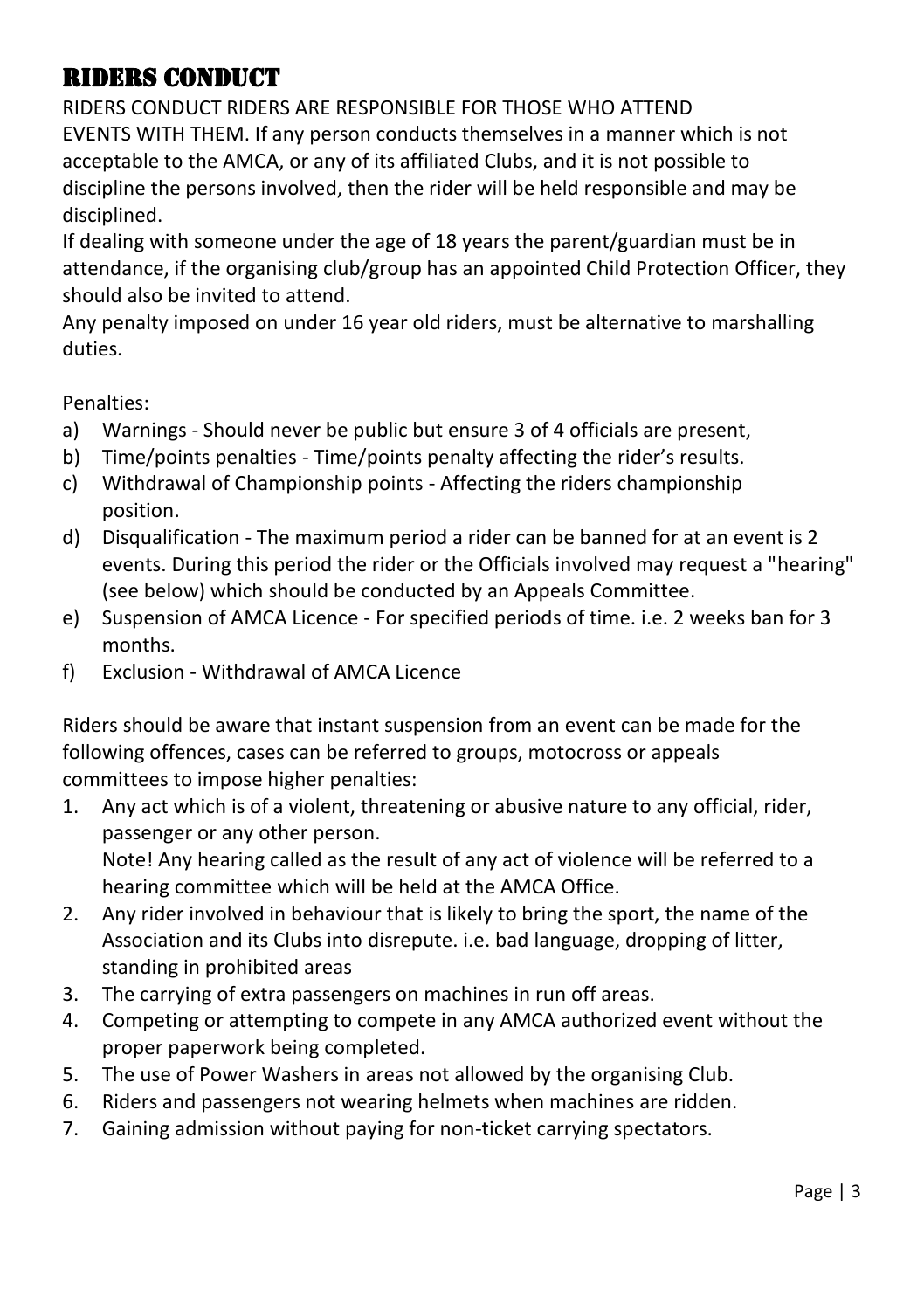# RIDERS CONDUCT

RIDERS CONDUCT RIDERS ARE RESPONSIBLE FOR THOSE WHO ATTEND EVENTS WITH THEM. If any person conducts themselves in a manner which is not acceptable to the AMCA, or any of its affiliated Clubs, and it is not possible to discipline the persons involved, then the rider will be held responsible and may be disciplined.

If dealing with someone under the age of 18 years the parent/guardian must be in attendance, if the organising club/group has an appointed Child Protection Officer, they should also be invited to attend.

Any penalty imposed on under 16 year old riders, must be alternative to marshalling duties.

Penalties:

a) Warnings - Should never be public but ensure 3 of 4 officials are present,
b) Time/points penalties - Time/points penalty affecting the rider's results.
c) Withdrawal of Championship points - Affecting the riders championship position.
d) Disqualification - The maximum period a rider can be banned for at an event is 2 events. During this period the rider or the Officials involved may request a "hearing" (see below) which should be conducted by an Appeals Committee.
e) Suspension of AMCA Licence - For specified periods of time. i.e. 2 weeks ban for 3 months.
f) Exclusion - Withdrawal of AMCA Licence

Riders should be aware that instant suspension from an event can be made for the following offences, cases can be referred to groups, motocross or appeals committees to impose higher penalties:

1. Any act which is of a violent, threatening or abusive nature to any official, rider, passenger or any other person.
   Note! Any hearing called as the result of any act of violence will be referred to a hearing committee which will be held at the AMCA Office.
2. Any rider involved in behaviour that is likely to bring the sport, the name of the Association and its Clubs into disrepute. i.e. bad language, dropping of litter, standing in prohibited areas
3. The carrying of extra passengers on machines in run off areas.
4. Competing or attempting to compete in any AMCA authorized event without the proper paperwork being completed.
5. The use of Power Washers in areas not allowed by the organising Club.
6. Riders and passengers not wearing helmets when machines are ridden.
7. Gaining admission without paying for non-ticket carrying spectators.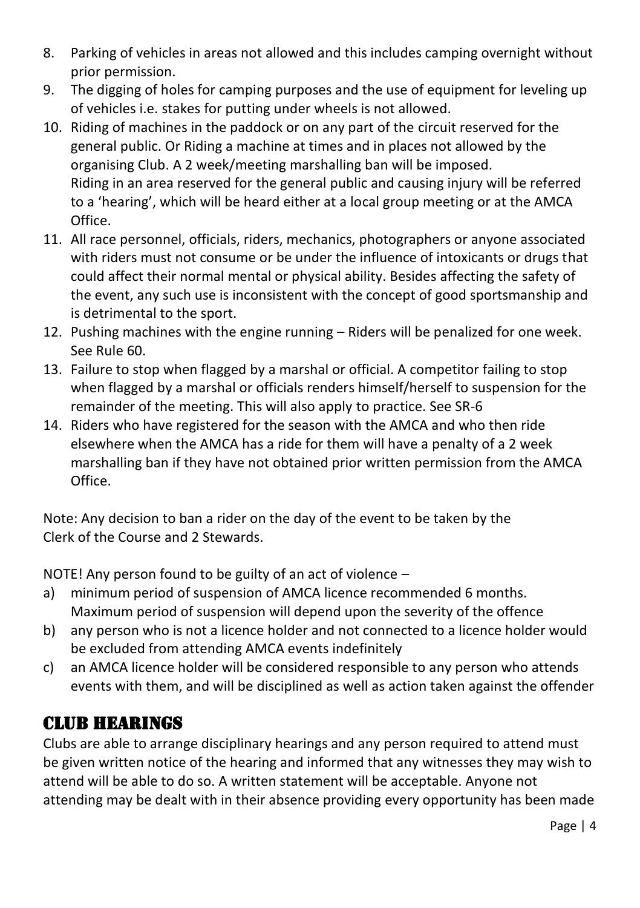8. Parking of vehicles in areas not allowed and this includes camping overnight without prior permission.
9. The digging of holes for camping purposes and the use of equipment for leveling up of vehicles i.e. stakes for putting under wheels is not allowed.
10. Riding of machines in the paddock or on any part of the circuit reserved for the general public. Or Riding a machine at times and in places not allowed by the organising Club. A 2 week/meeting marshalling ban will be imposed.
    Riding in an area reserved for the general public and causing injury will be referred to a 'hearing', which will be heard either at a local group meeting or at the AMCA Office.
11. All race personnel, officials, riders, mechanics, photographers or anyone associated with riders must not consume or be under the influence of intoxicants or drugs that could affect their normal mental or physical ability. Besides affecting the safety of the event, any such use is inconsistent with the concept of good sportsmanship and is detrimental to the sport.
12. Pushing machines with the engine running – Riders will be penalized for one week. See Rule 60.
13. Failure to stop when flagged by a marshal or official. A competitor failing to stop when flagged by a marshal or officials renders himself/herself to suspension for the remainder of the meeting. This will also apply to practice. See SR-6
14. Riders who have registered for the season with the AMCA and who then ride elsewhere when the AMCA has a ride for them will have a penalty of a 2 week marshalling ban if they have not obtained prior written permission from the AMCA Office.

Note: Any decision to ban a rider on the day of the event to be taken by the Clerk of the Course and 2 Stewards.

NOTE! Any person found to be guilty of an act of violence –

a) minimum period of suspension of AMCA licence recommended 6 months. Maximum period of suspension will depend upon the severity of the offence
b) any person who is not a licence holder and not connected to a licence holder would be excluded from attending AMCA events indefinitely
c) an AMCA licence holder will be considered responsible to any person who attends events with them, and will be disciplined as well as action taken against the offender

## CLUB HEARINGS

Clubs are able to arrange disciplinary hearings and any person required to attend must be given written notice of the hearing and informed that any witnesses they may wish to attend will be able to do so. A written statement will be acceptable. Anyone not attending may be dealt with in their absence providing every opportunity has been made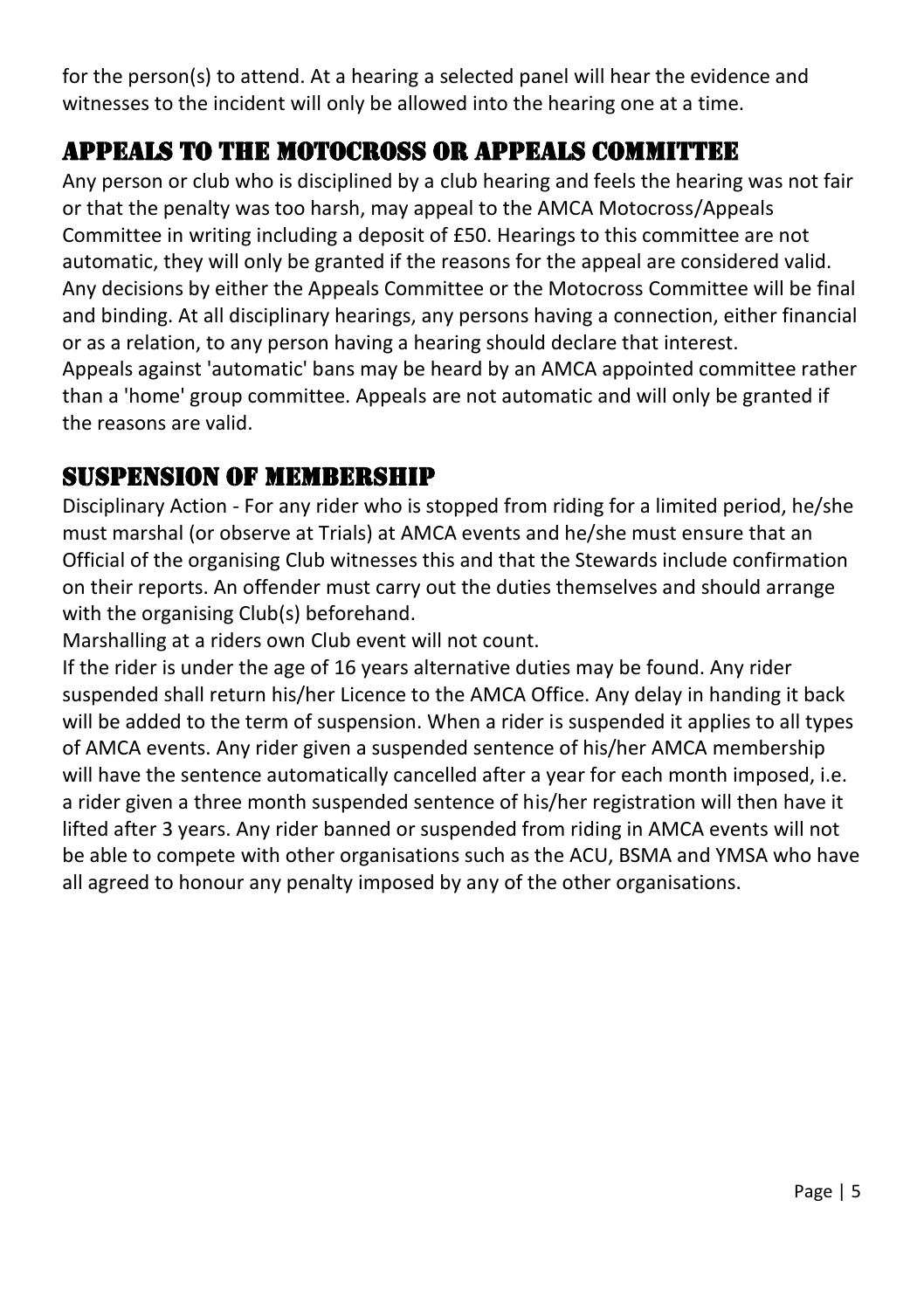for the person(s) to attend. At a hearing a selected panel will hear the evidence and witnesses to the incident will only be allowed into the hearing one at a time.

## APPEALS TO THE MOTOCROSS OR APPEALS COMMITTEE

Any person or club who is disciplined by a club hearing and feels the hearing was not fair or that the penalty was too harsh, may appeal to the AMCA Motocross/Appeals Committee in writing including a deposit of £50. Hearings to this committee are not automatic, they will only be granted if the reasons for the appeal are considered valid. Any decisions by either the Appeals Committee or the Motocross Committee will be final and binding. At all disciplinary hearings, any persons having a connection, either financial or as a relation, to any person having a hearing should declare that interest.
Appeals against 'automatic' bans may be heard by an AMCA appointed committee rather than a 'home' group committee. Appeals are not automatic and will only be granted if the reasons are valid.

## SUSPENSION OF MEMBERSHIP

Disciplinary Action - For any rider who is stopped from riding for a limited period, he/she must marshal (or observe at Trials) at AMCA events and he/she must ensure that an Official of the organising Club witnesses this and that the Stewards include confirmation on their reports. An offender must carry out the duties themselves and should arrange with the organising Club(s) beforehand.
Marshalling at a riders own Club event will not count.
If the rider is under the age of 16 years alternative duties may be found. Any rider suspended shall return his/her Licence to the AMCA Office. Any delay in handing it back will be added to the term of suspension. When a rider is suspended it applies to all types of AMCA events. Any rider given a suspended sentence of his/her AMCA membership will have the sentence automatically cancelled after a year for each month imposed, i.e. a rider given a three month suspended sentence of his/her registration will then have it lifted after 3 years. Any rider banned or suspended from riding in AMCA events will not be able to compete with other organisations such as the ACU, BSMA and YMSA who have all agreed to honour any penalty imposed by any of the other organisations.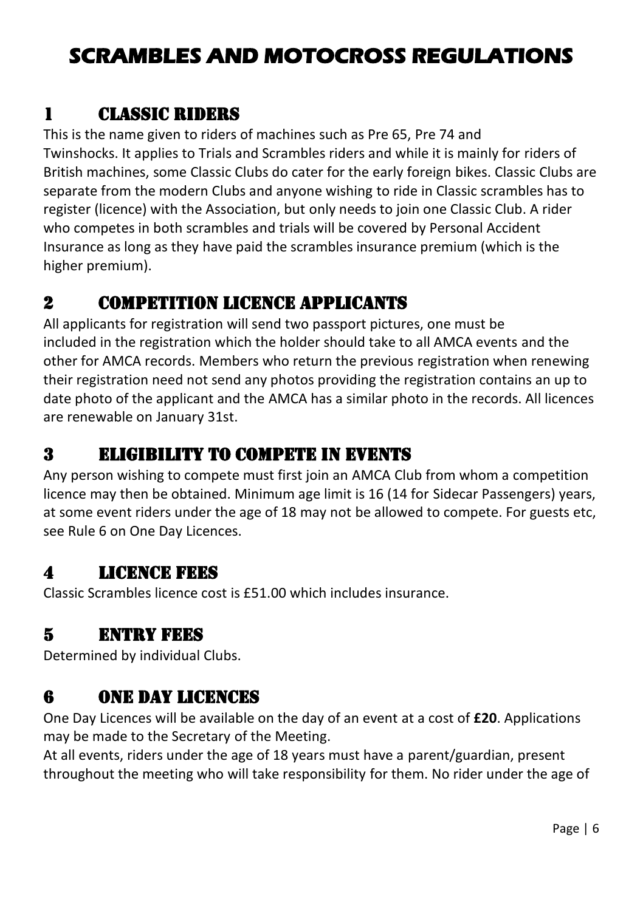# SCRAMBLES AND MOTOCROSS REGULATIONS

## 1 CLASSIC RIDERS

This is the name given to riders of machines such as Pre 65, Pre 74 and Twinshocks. It applies to Trials and Scrambles riders and while it is mainly for riders of British machines, some Classic Clubs do cater for the early foreign bikes. Classic Clubs are separate from the modern Clubs and anyone wishing to ride in Classic scrambles has to register (licence) with the Association, but only needs to join one Classic Club. A rider who competes in both scrambles and trials will be covered by Personal Accident Insurance as long as they have paid the scrambles insurance premium (which is the higher premium).

## 2 COMPETITION LICENCE APPLICANTS

All applicants for registration will send two passport pictures, one must be included in the registration which the holder should take to all AMCA events and the other for AMCA records. Members who return the previous registration when renewing their registration need not send any photos providing the registration contains an up to date photo of the applicant and the AMCA has a similar photo in the records. All licences are renewable on January 31st.

## 3 ELIGIBILITY TO COMPETE IN EVENTS

Any person wishing to compete must first join an AMCA Club from whom a competition licence may then be obtained. Minimum age limit is 16 (14 for Sidecar Passengers) years, at some event riders under the age of 18 may not be allowed to compete. For guests etc, see Rule 6 on One Day Licences.

## 4 LICENCE FEES

Classic Scrambles licence cost is £51.00 which includes insurance.

## 5 ENTRY FEES

Determined by individual Clubs.

## 6 ONE DAY LICENCES

One Day Licences will be available on the day of an event at a cost of **£20**. Applications may be made to the Secretary of the Meeting.

At all events, riders under the age of 18 years must have a parent/guardian, present throughout the meeting who will take responsibility for them. No rider under the age of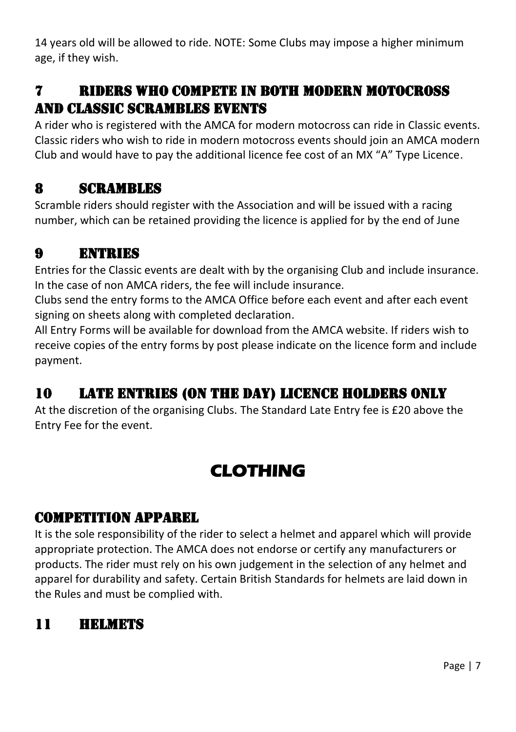14 years old will be allowed to ride. NOTE: Some Clubs may impose a higher minimum age, if they wish.

## 7 RIDERS WHO COMPETE IN BOTH MODERN MOTOCROSS AND CLASSIC SCRAMBLES EVENTS

A rider who is registered with the AMCA for modern motocross can ride in Classic events. Classic riders who wish to ride in modern motocross events should join an AMCA modern Club and would have to pay the additional licence fee cost of an MX "A" Type Licence.

## 8 SCRAMBLES

Scramble riders should register with the Association and will be issued with a racing number, which can be retained providing the licence is applied for by the end of June

## 9 ENTRIES

Entries for the Classic events are dealt with by the organising Club and include insurance. In the case of non AMCA riders, the fee will include insurance.

Clubs send the entry forms to the AMCA Office before each event and after each event signing on sheets along with completed declaration.

All Entry Forms will be available for download from the AMCA website. If riders wish to receive copies of the entry forms by post please indicate on the licence form and include payment.

## 10 LATE ENTRIES (ON THE DAY) LICENCE HOLDERS ONLY

At the discretion of the organising Clubs. The Standard Late Entry fee is £20 above the Entry Fee for the event.

# CLOTHING

## COMPETITION APPAREL

It is the sole responsibility of the rider to select a helmet and apparel which will provide appropriate protection. The AMCA does not endorse or certify any manufacturers or products. The rider must rely on his own judgement in the selection of any helmet and apparel for durability and safety. Certain British Standards for helmets are laid down in the Rules and must be complied with.

## 11 HELMETS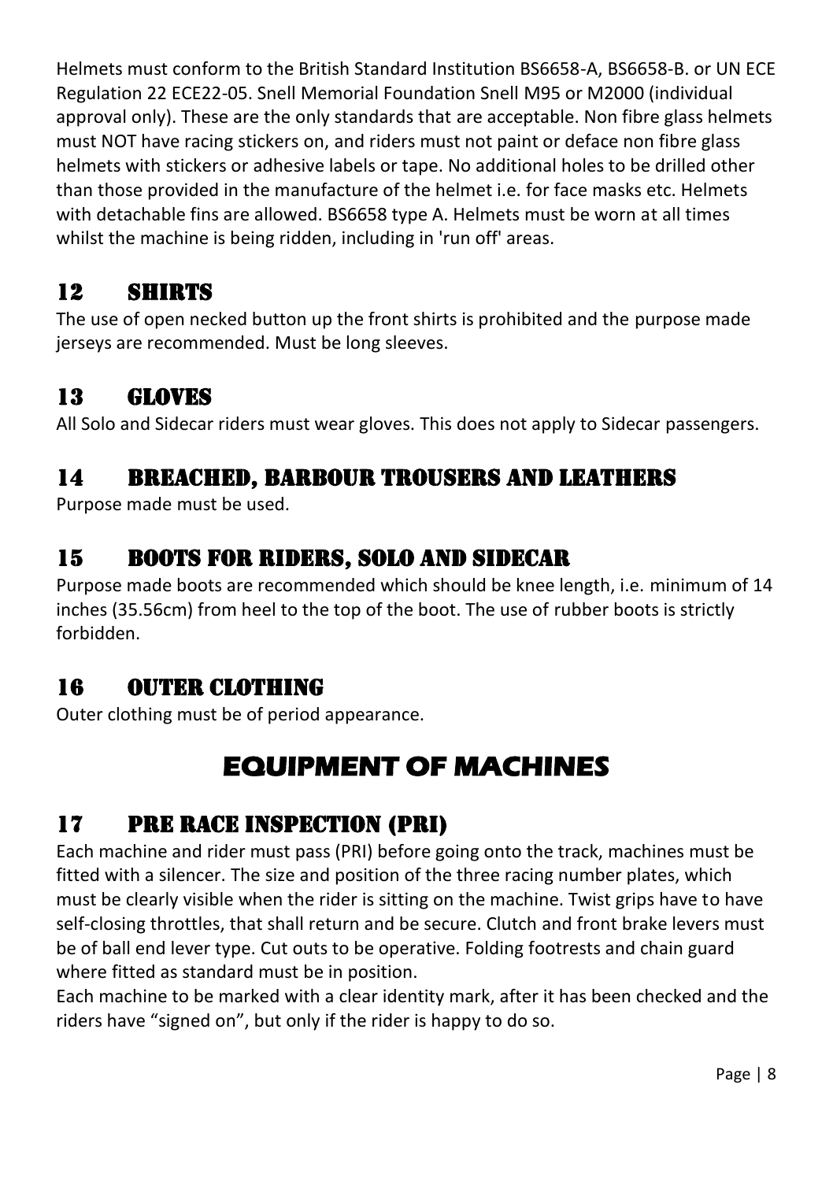Helmets must conform to the British Standard Institution BS6658-A, BS6658-B. or UN ECE Regulation 22 ECE22-05. Snell Memorial Foundation Snell M95 or M2000 (individual approval only). These are the only standards that are acceptable. Non fibre glass helmets must NOT have racing stickers on, and riders must not paint or deface non fibre glass helmets with stickers or adhesive labels or tape. No additional holes to be drilled other than those provided in the manufacture of the helmet i.e. for face masks etc. Helmets with detachable fins are allowed. BS6658 type A. Helmets must be worn at all times whilst the machine is being ridden, including in 'run off' areas.

## 12 SHIRTS

The use of open necked button up the front shirts is prohibited and the purpose made jerseys are recommended. Must be long sleeves.

## 13 GLOVES

All Solo and Sidecar riders must wear gloves. This does not apply to Sidecar passengers.

## 14 BREACHED, BARBOUR TROUSERS AND LEATHERS

Purpose made must be used.

## 15 BOOTS FOR RIDERS, SOLO AND SIDECAR

Purpose made boots are recommended which should be knee length, i.e. minimum of 14 inches (35.56cm) from heel to the top of the boot. The use of rubber boots is strictly forbidden.

## 16 OUTER CLOTHING

Outer clothing must be of period appearance.

# EQUIPMENT OF MACHINES

## 17 PRE RACE INSPECTION (PRI)

Each machine and rider must pass (PRI) before going onto the track, machines must be fitted with a silencer. The size and position of the three racing number plates, which must be clearly visible when the rider is sitting on the machine. Twist grips have to have self-closing throttles, that shall return and be secure. Clutch and front brake levers must be of ball end lever type. Cut outs to be operative. Folding footrests and chain guard where fitted as standard must be in position.

Each machine to be marked with a clear identity mark, after it has been checked and the riders have "signed on", but only if the rider is happy to do so.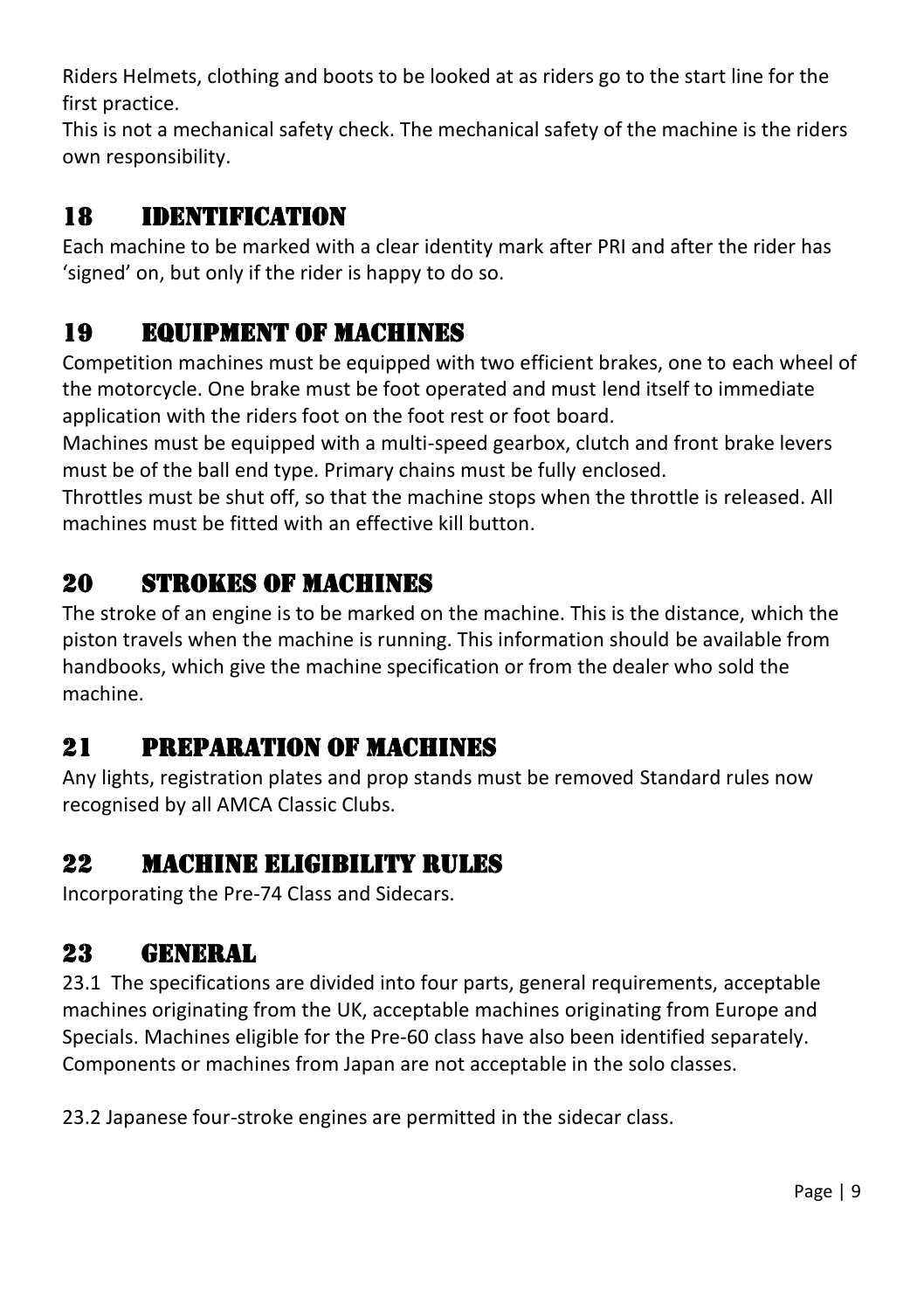Riders Helmets, clothing and boots to be looked at as riders go to the start line for the first practice.

This is not a mechanical safety check. The mechanical safety of the machine is the riders own responsibility.

## 18 IDENTIFICATION

Each machine to be marked with a clear identity mark after PRI and after the rider has 'signed' on, but only if the rider is happy to do so.

## 19 EQUIPMENT OF MACHINES

Competition machines must be equipped with two efficient brakes, one to each wheel of the motorcycle. One brake must be foot operated and must lend itself to immediate application with the riders foot on the foot rest or foot board.

Machines must be equipped with a multi-speed gearbox, clutch and front brake levers must be of the ball end type. Primary chains must be fully enclosed.

Throttles must be shut off, so that the machine stops when the throttle is released. All machines must be fitted with an effective kill button.

## 20 STROKES OF MACHINES

The stroke of an engine is to be marked on the machine. This is the distance, which the piston travels when the machine is running. This information should be available from handbooks, which give the machine specification or from the dealer who sold the machine.

## 21 PREPARATION OF MACHINES

Any lights, registration plates and prop stands must be removed Standard rules now recognised by all AMCA Classic Clubs.

## 22 MACHINE ELIGIBILITY RULES

Incorporating the Pre-74 Class and Sidecars.

## 23 GENERAL

23.1 The specifications are divided into four parts, general requirements, acceptable machines originating from the UK, acceptable machines originating from Europe and Specials. Machines eligible for the Pre-60 class have also been identified separately. Components or machines from Japan are not acceptable in the solo classes.

23.2 Japanese four-stroke engines are permitted in the sidecar class.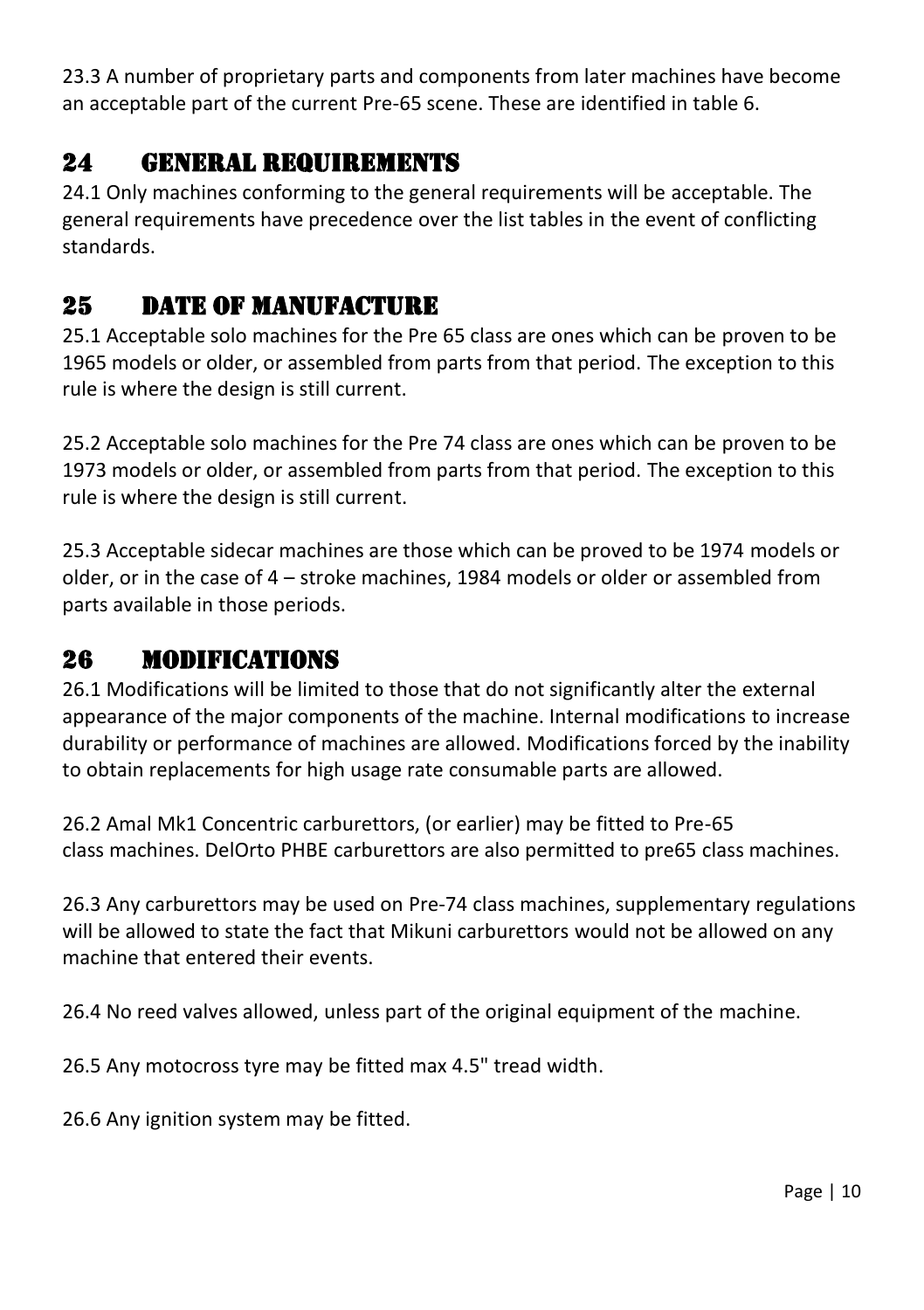23.3 A number of proprietary parts and components from later machines have become an acceptable part of the current Pre-65 scene. These are identified in table 6.

## 24 GENERAL REQUIREMENTS

24.1 Only machines conforming to the general requirements will be acceptable. The general requirements have precedence over the list tables in the event of conflicting standards.

## 25 DATE OF MANUFACTURE

25.1 Acceptable solo machines for the Pre 65 class are ones which can be proven to be 1965 models or older, or assembled from parts from that period. The exception to this rule is where the design is still current.

25.2 Acceptable solo machines for the Pre 74 class are ones which can be proven to be 1973 models or older, or assembled from parts from that period. The exception to this rule is where the design is still current.

25.3 Acceptable sidecar machines are those which can be proved to be 1974 models or older, or in the case of 4 – stroke machines, 1984 models or older or assembled from parts available in those periods.

## 26 MODIFICATIONS

26.1 Modifications will be limited to those that do not significantly alter the external appearance of the major components of the machine. Internal modifications to increase durability or performance of machines are allowed. Modifications forced by the inability to obtain replacements for high usage rate consumable parts are allowed.

26.2 Amal Mk1 Concentric carburettors, (or earlier) may be fitted to Pre-65 class machines. DelOrto PHBE carburettors are also permitted to pre65 class machines.

26.3 Any carburettors may be used on Pre-74 class machines, supplementary regulations will be allowed to state the fact that Mikuni carburettors would not be allowed on any machine that entered their events.

26.4 No reed valves allowed, unless part of the original equipment of the machine.

26.5 Any motocross tyre may be fitted max 4.5" tread width.

26.6 Any ignition system may be fitted.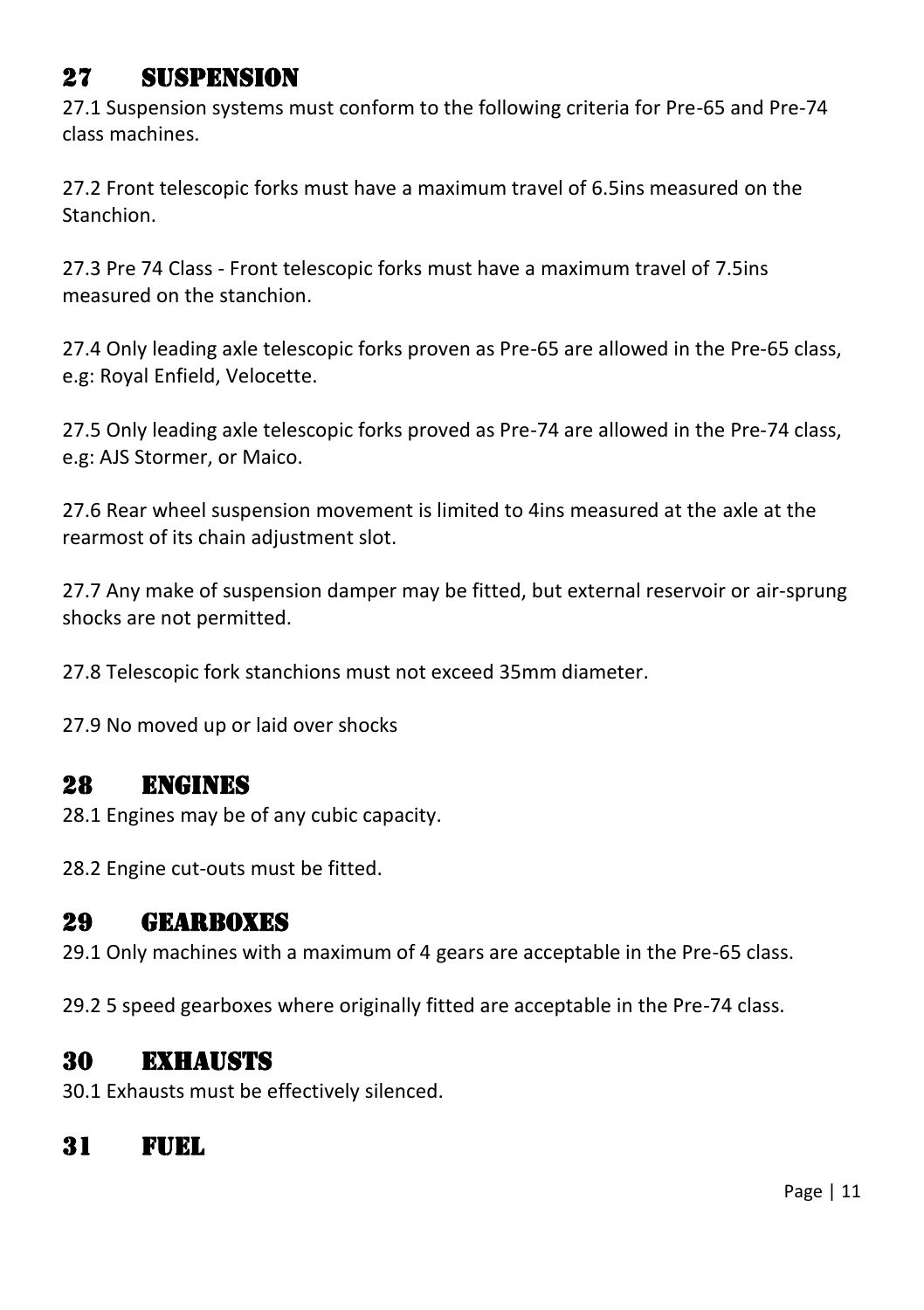## 27 SUSPENSION

27.1 Suspension systems must conform to the following criteria for Pre-65 and Pre-74 class machines.

27.2 Front telescopic forks must have a maximum travel of 6.5ins measured on the Stanchion.

27.3 Pre 74 Class - Front telescopic forks must have a maximum travel of 7.5ins measured on the stanchion.

27.4 Only leading axle telescopic forks proven as Pre-65 are allowed in the Pre-65 class, e.g: Royal Enfield, Velocette.

27.5 Only leading axle telescopic forks proved as Pre-74 are allowed in the Pre-74 class, e.g: AJS Stormer, or Maico.

27.6 Rear wheel suspension movement is limited to 4ins measured at the axle at the rearmost of its chain adjustment slot.

27.7 Any make of suspension damper may be fitted, but external reservoir or air-sprung shocks are not permitted.

27.8 Telescopic fork stanchions must not exceed 35mm diameter.

27.9 No moved up or laid over shocks

## 28 ENGINES

28.1 Engines may be of any cubic capacity.

28.2 Engine cut-outs must be fitted.

## 29 GEARBOXES

29.1 Only machines with a maximum of 4 gears are acceptable in the Pre-65 class.

29.2 5 speed gearboxes where originally fitted are acceptable in the Pre-74 class.

## 30 EXHAUSTS

30.1 Exhausts must be effectively silenced.

## 31 FUEL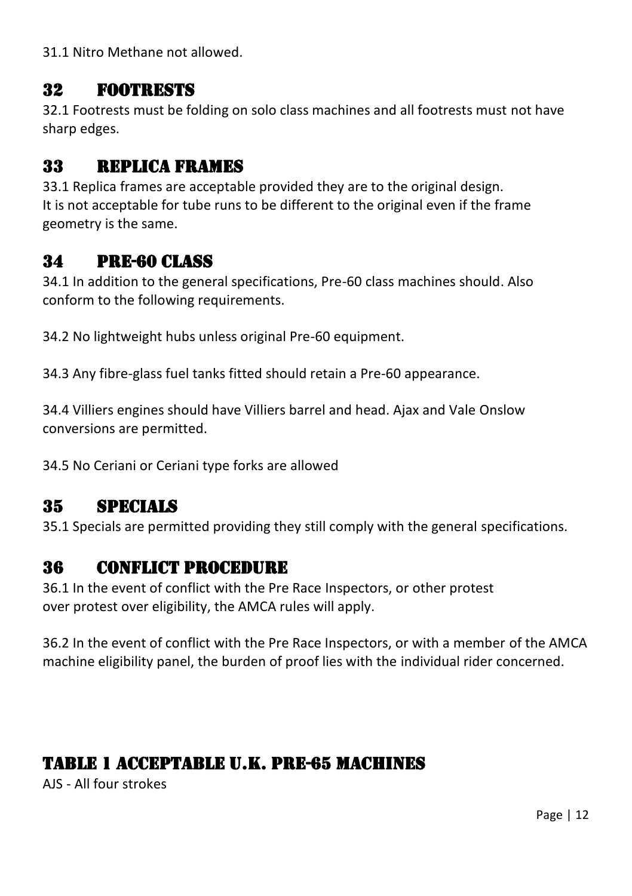31.1 Nitro Methane not allowed.

## 32 FOOTRESTS

32.1 Footrests must be folding on solo class machines and all footrests must not have sharp edges.

## 33 REPLICA FRAMES

33.1 Replica frames are acceptable provided they are to the original design.
It is not acceptable for tube runs to be different to the original even if the frame geometry is the same.

## 34 PRE-60 CLASS

34.1 In addition to the general specifications, Pre-60 class machines should. Also conform to the following requirements.

34.2 No lightweight hubs unless original Pre-60 equipment.

34.3 Any fibre-glass fuel tanks fitted should retain a Pre-60 appearance.

34.4 Villiers engines should have Villiers barrel and head. Ajax and Vale Onslow conversions are permitted.

34.5 No Ceriani or Ceriani type forks are allowed

## 35 SPECIALS

35.1 Specials are permitted providing they still comply with the general specifications.

## 36 CONFLICT PROCEDURE

36.1 In the event of conflict with the Pre Race Inspectors, or other protest over protest over eligibility, the AMCA rules will apply.

36.2 In the event of conflict with the Pre Race Inspectors, or with a member of the AMCA machine eligibility panel, the burden of proof lies with the individual rider concerned.

## TABLE 1 ACCEPTABLE U.K. PRE-65 MACHINES

AJS - All four strokes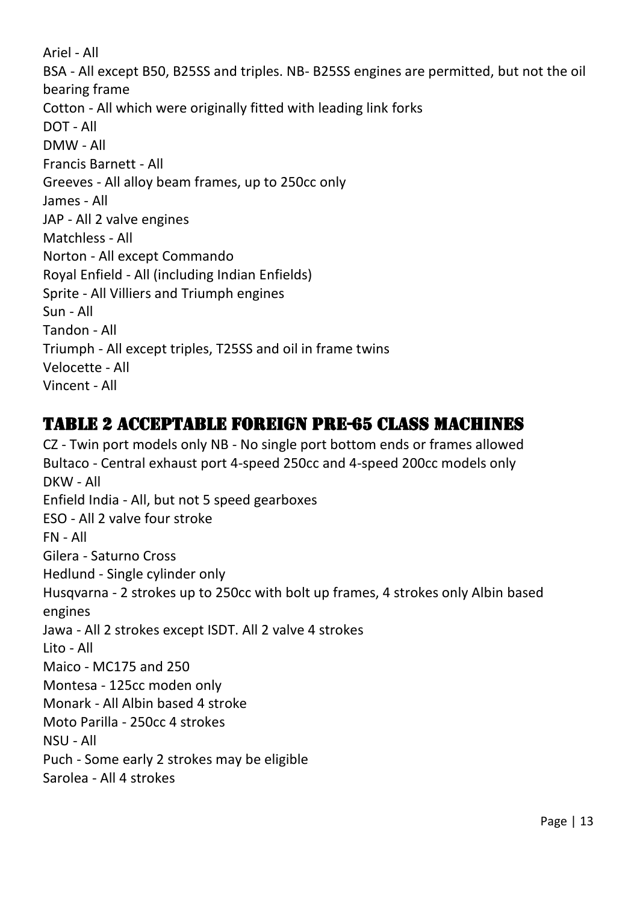Ariel - All
BSA - All except B50, B25SS and triples. NB- B25SS engines are permitted, but not the oil bearing frame
Cotton - All which were originally fitted with leading link forks
DOT - All
DMW - All
Francis Barnett - All
Greeves - All alloy beam frames, up to 250cc only
James - All
JAP - All 2 valve engines
Matchless - All
Norton - All except Commando
Royal Enfield - All (including Indian Enfields)
Sprite - All Villiers and Triumph engines
Sun - All
Tandon - All
Triumph - All except triples, T25SS and oil in frame twins
Velocette - All
Vincent - All

## TABLE 2 ACCEPTABLE FOREIGN PRE-65 CLASS MACHINES

CZ - Twin port models only NB - No single port bottom ends or frames allowed
Bultaco - Central exhaust port 4-speed 250cc and 4-speed 200cc models only
DKW - All
Enfield India - All, but not 5 speed gearboxes
ESO - All 2 valve four stroke
FN - All
Gilera - Saturno Cross
Hedlund - Single cylinder only
Husqvarna - 2 strokes up to 250cc with bolt up frames, 4 strokes only Albin based engines
Jawa - All 2 strokes except ISDT. All 2 valve 4 strokes
Lito - All
Maico - MC175 and 250
Montesa - 125cc moden only
Monark - All Albin based 4 stroke
Moto Parilla - 250cc 4 strokes
NSU - All
Puch - Some early 2 strokes may be eligible
Sarolea - All 4 strokes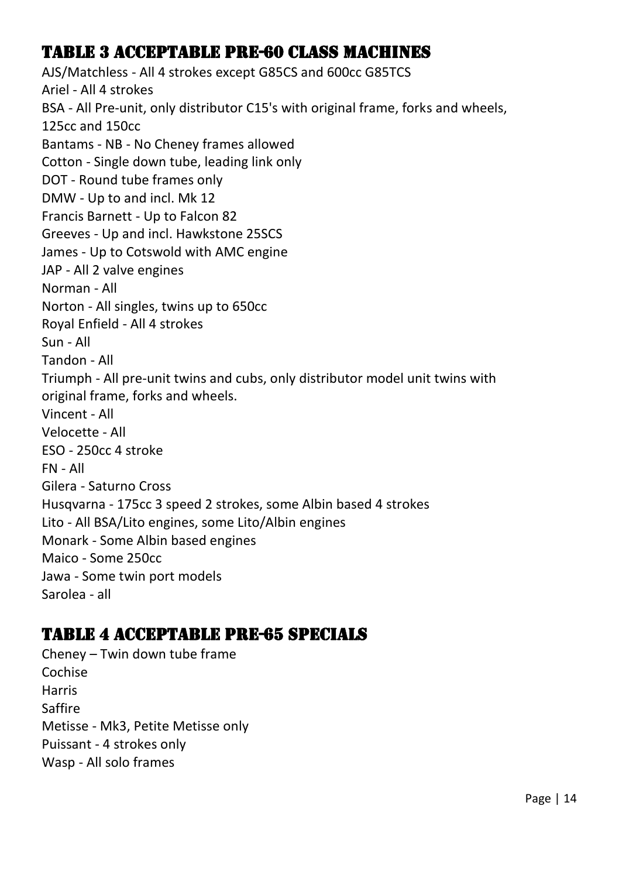## Table 3 Acceptable Pre-60 Class Machines

AJS/Matchless - All 4 strokes except G85CS and 600cc G85TCS
Ariel - All 4 strokes
BSA - All Pre-unit, only distributor C15's with original frame, forks and wheels, 125cc and 150cc
Bantams - NB - No Cheney frames allowed
Cotton - Single down tube, leading link only
DOT - Round tube frames only
DMW - Up to and incl. Mk 12
Francis Barnett - Up to Falcon 82
Greeves - Up and incl. Hawkstone 25SCS
James - Up to Cotswold with AMC engine
JAP - All 2 valve engines
Norman - All
Norton - All singles, twins up to 650cc
Royal Enfield - All 4 strokes
Sun - All
Tandon - All
Triumph - All pre-unit twins and cubs, only distributor model unit twins with original frame, forks and wheels.
Vincent - All
Velocette - All
ESO - 250cc 4 stroke
FN - All
Gilera - Saturno Cross
Husqvarna - 175cc 3 speed 2 strokes, some Albin based 4 strokes
Lito - All BSA/Lito engines, some Lito/Albin engines
Monark - Some Albin based engines
Maico - Some 250cc
Jawa - Some twin port models
Sarolea - all

## Table 4 Acceptable Pre-65 Specials

Cheney – Twin down tube frame
Cochise
Harris
Saffire
Metisse - Mk3, Petite Metisse only
Puissant - 4 strokes only
Wasp - All solo frames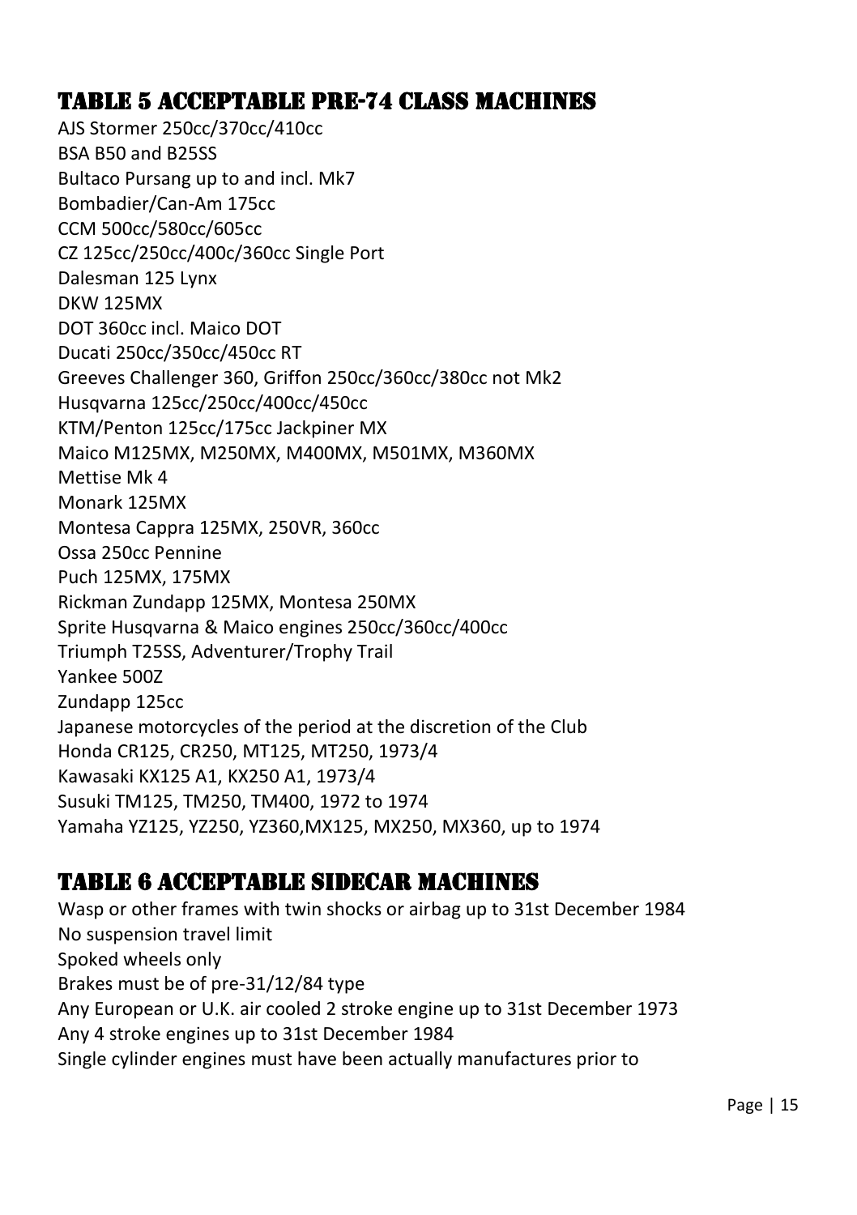## TABLE 5 ACCEPTABLE PRE-74 CLASS MACHINES

AJS Stormer 250cc/370cc/410cc
BSA B50 and B25SS
Bultaco Pursang up to and incl. Mk7
Bombadier/Can-Am 175cc
CCM 500cc/580cc/605cc
CZ 125cc/250cc/400c/360cc Single Port
Dalesman 125 Lynx
DKW 125MX
DOT 360cc incl. Maico DOT
Ducati 250cc/350cc/450cc RT
Greeves Challenger 360, Griffon 250cc/360cc/380cc not Mk2
Husqvarna 125cc/250cc/400cc/450cc
KTM/Penton 125cc/175cc Jackpiner MX
Maico M125MX, M250MX, M400MX, M501MX, M360MX
Mettise Mk 4
Monark 125MX
Montesa Cappra 125MX, 250VR, 360cc
Ossa 250cc Pennine
Puch 125MX, 175MX
Rickman Zundapp 125MX, Montesa 250MX
Sprite Husqvarna & Maico engines 250cc/360cc/400cc
Triumph T25SS, Adventurer/Trophy Trail
Yankee 500Z
Zundapp 125cc
Japanese motorcycles of the period at the discretion of the Club
Honda CR125, CR250, MT125, MT250, 1973/4
Kawasaki KX125 A1, KX250 A1, 1973/4
Susuki TM125, TM250, TM400, 1972 to 1974
Yamaha YZ125, YZ250, YZ360,MX125, MX250, MX360, up to 1974

## TABLE 6 ACCEPTABLE SIDECAR MACHINES

Wasp or other frames with twin shocks or airbag up to 31st December 1984
No suspension travel limit
Spoked wheels only
Brakes must be of pre-31/12/84 type
Any European or U.K. air cooled 2 stroke engine up to 31st December 1973
Any 4 stroke engines up to 31st December 1984
Single cylinder engines must have been actually manufactures prior to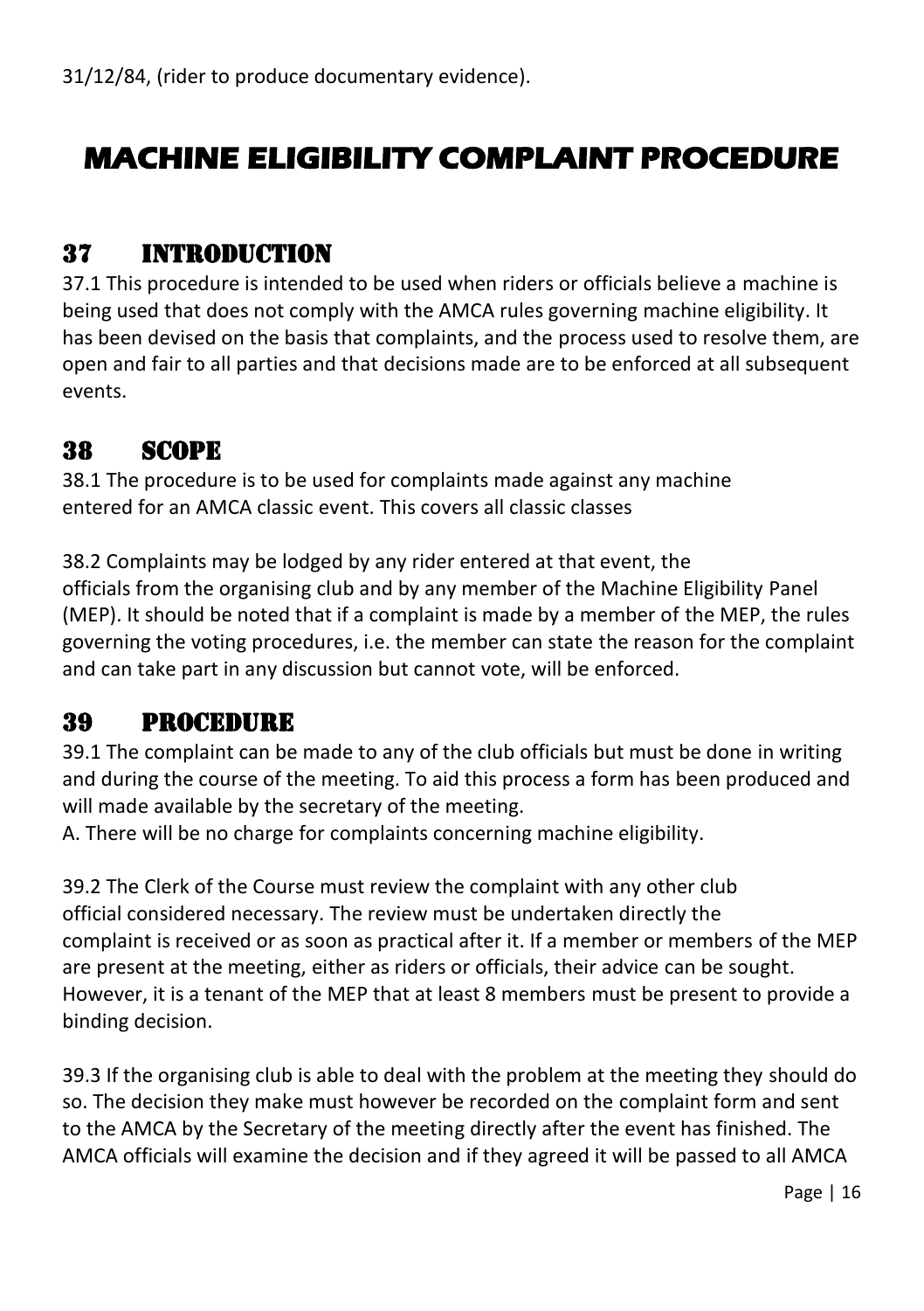31/12/84, (rider to produce documentary evidence).

# MACHINE ELIGIBILITY COMPLAINT PROCEDURE

## 37 INTRODUCTION

37.1 This procedure is intended to be used when riders or officials believe a machine is being used that does not comply with the AMCA rules governing machine eligibility. It has been devised on the basis that complaints, and the process used to resolve them, are open and fair to all parties and that decisions made are to be enforced at all subsequent events.

## 38 SCOPE

38.1 The procedure is to be used for complaints made against any machine entered for an AMCA classic event. This covers all classic classes

38.2 Complaints may be lodged by any rider entered at that event, the officials from the organising club and by any member of the Machine Eligibility Panel (MEP). It should be noted that if a complaint is made by a member of the MEP, the rules governing the voting procedures, i.e. the member can state the reason for the complaint and can take part in any discussion but cannot vote, will be enforced.

## 39 PROCEDURE

39.1 The complaint can be made to any of the club officials but must be done in writing and during the course of the meeting. To aid this process a form has been produced and will made available by the secretary of the meeting.

A. There will be no charge for complaints concerning machine eligibility.

39.2 The Clerk of the Course must review the complaint with any other club official considered necessary. The review must be undertaken directly the complaint is received or as soon as practical after it. If a member or members of the MEP are present at the meeting, either as riders or officials, their advice can be sought. However, it is a tenant of the MEP that at least 8 members must be present to provide a binding decision.

39.3 If the organising club is able to deal with the problem at the meeting they should do so. The decision they make must however be recorded on the complaint form and sent to the AMCA by the Secretary of the meeting directly after the event has finished. The AMCA officials will examine the decision and if they agreed it will be passed to all AMCA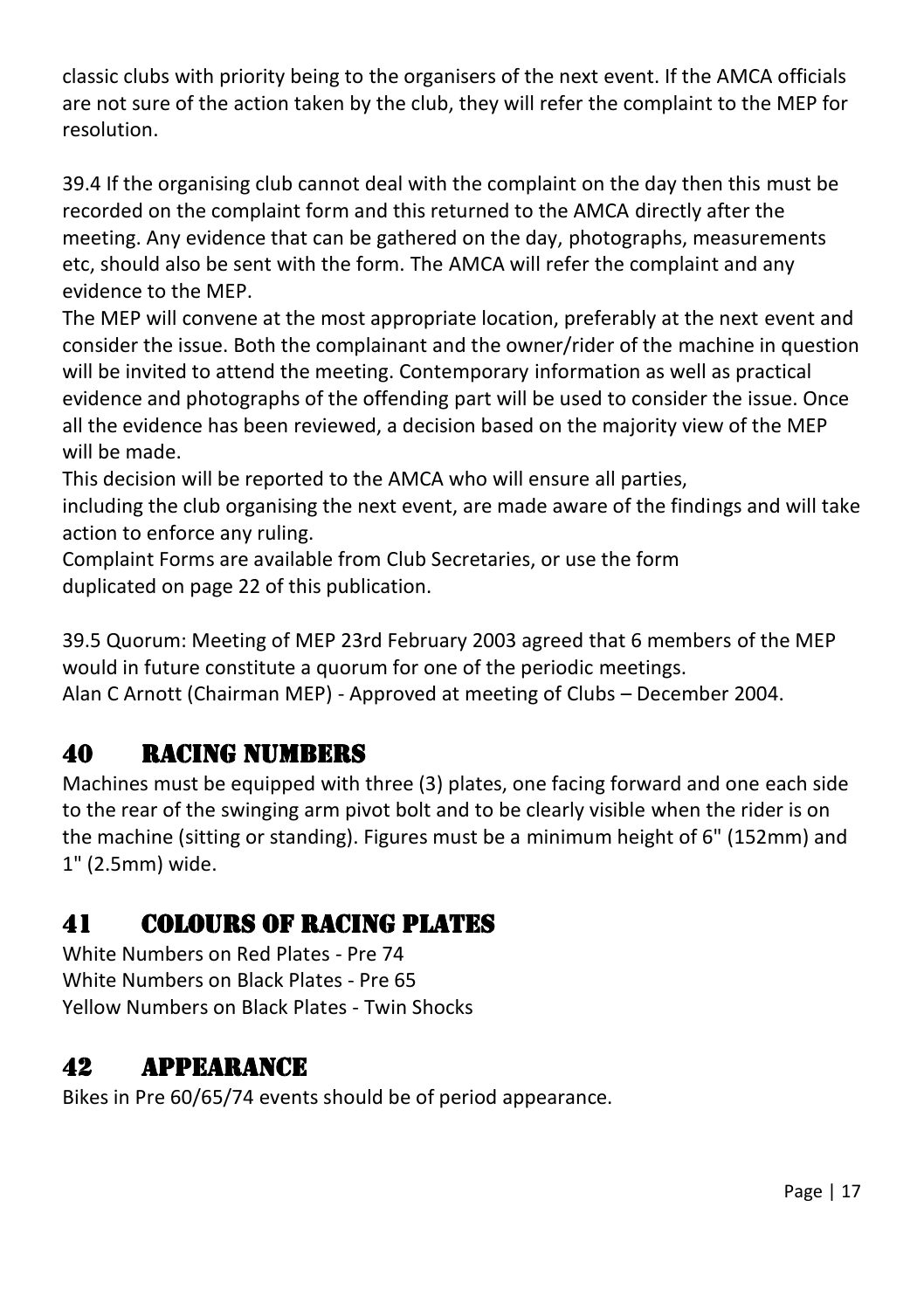classic clubs with priority being to the organisers of the next event. If the AMCA officials are not sure of the action taken by the club, they will refer the complaint to the MEP for resolution.

39.4 If the organising club cannot deal with the complaint on the day then this must be recorded on the complaint form and this returned to the AMCA directly after the meeting. Any evidence that can be gathered on the day, photographs, measurements etc, should also be sent with the form. The AMCA will refer the complaint and any evidence to the MEP.
The MEP will convene at the most appropriate location, preferably at the next event and consider the issue. Both the complainant and the owner/rider of the machine in question will be invited to attend the meeting. Contemporary information as well as practical evidence and photographs of the offending part will be used to consider the issue. Once all the evidence has been reviewed, a decision based on the majority view of the MEP will be made.
This decision will be reported to the AMCA who will ensure all parties, including the club organising the next event, are made aware of the findings and will take action to enforce any ruling.
Complaint Forms are available from Club Secretaries, or use the form duplicated on page 22 of this publication.

39.5 Quorum: Meeting of MEP 23rd February 2003 agreed that 6 members of the MEP would in future constitute a quorum for one of the periodic meetings.
Alan C Arnott (Chairman MEP) - Approved at meeting of Clubs – December 2004.

## 40 RACING NUMBERS

Machines must be equipped with three (3) plates, one facing forward and one each side to the rear of the swinging arm pivot bolt and to be clearly visible when the rider is on the machine (sitting or standing). Figures must be a minimum height of 6" (152mm) and 1" (2.5mm) wide.

## 41 COLOURS OF RACING PLATES

White Numbers on Red Plates - Pre 74
White Numbers on Black Plates - Pre 65
Yellow Numbers on Black Plates - Twin Shocks

## 42 APPEARANCE

Bikes in Pre 60/65/74 events should be of period appearance.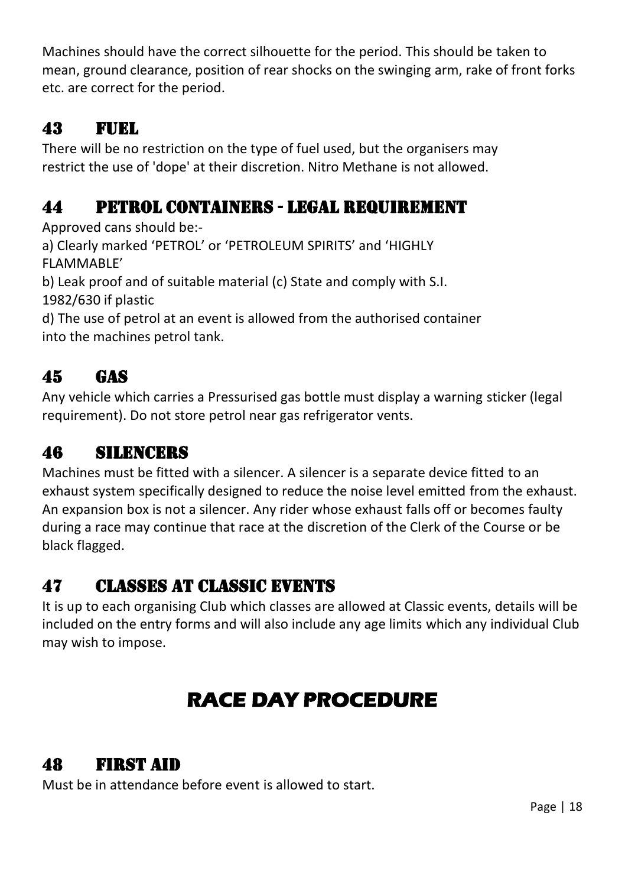Machines should have the correct silhouette for the period. This should be taken to mean, ground clearance, position of rear shocks on the swinging arm, rake of front forks etc. are correct for the period.

## 43 FUEL

There will be no restriction on the type of fuel used, but the organisers may restrict the use of 'dope' at their discretion. Nitro Methane is not allowed.

## 44 PETROL CONTAINERS - LEGAL REQUIREMENT

Approved cans should be:-

a) Clearly marked 'PETROL' or 'PETROLEUM SPIRITS' and 'HIGHLY FLAMMABLE'

b) Leak proof and of suitable material (c) State and comply with S.I. 1982/630 if plastic

d) The use of petrol at an event is allowed from the authorised container into the machines petrol tank.

## 45 GAS

Any vehicle which carries a Pressurised gas bottle must display a warning sticker (legal requirement). Do not store petrol near gas refrigerator vents.

## 46 SILENCERS

Machines must be fitted with a silencer. A silencer is a separate device fitted to an exhaust system specifically designed to reduce the noise level emitted from the exhaust. An expansion box is not a silencer. Any rider whose exhaust falls off or becomes faulty during a race may continue that race at the discretion of the Clerk of the Course or be black flagged.

## 47 CLASSES AT CLASSIC EVENTS

It is up to each organising Club which classes are allowed at Classic events, details will be included on the entry forms and will also include any age limits which any individual Club may wish to impose.

# RACE DAY PROCEDURE

## 48 FIRST AID

Must be in attendance before event is allowed to start.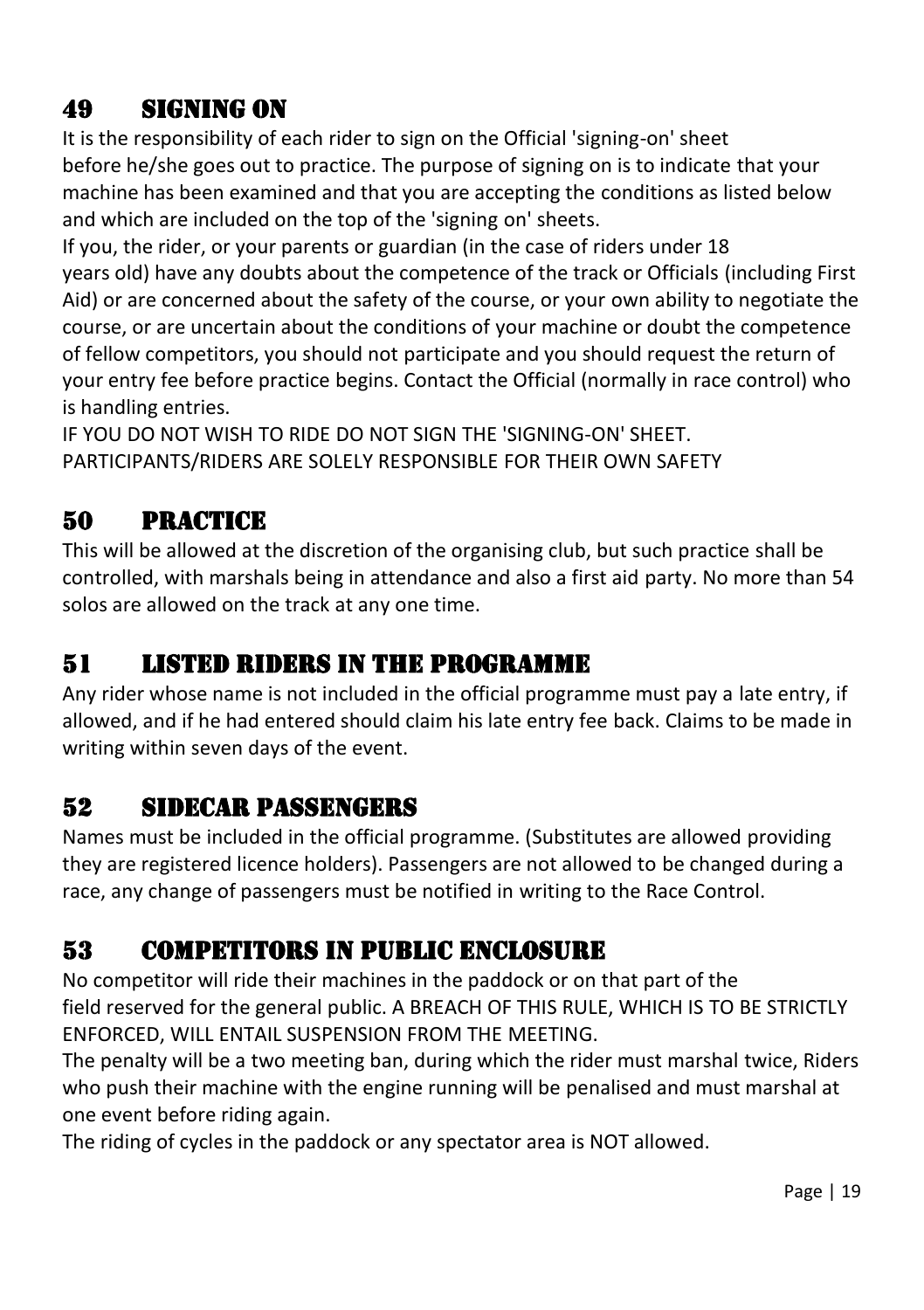## 49 SIGNING ON

It is the responsibility of each rider to sign on the Official 'signing-on' sheet before he/she goes out to practice. The purpose of signing on is to indicate that your machine has been examined and that you are accepting the conditions as listed below and which are included on the top of the 'signing on' sheets.

If you, the rider, or your parents or guardian (in the case of riders under 18 years old) have any doubts about the competence of the track or Officials (including First Aid) or are concerned about the safety of the course, or your own ability to negotiate the course, or are uncertain about the conditions of your machine or doubt the competence of fellow competitors, you should not participate and you should request the return of your entry fee before practice begins. Contact the Official (normally in race control) who is handling entries.

IF YOU DO NOT WISH TO RIDE DO NOT SIGN THE 'SIGNING-ON' SHEET.
PARTICIPANTS/RIDERS ARE SOLELY RESPONSIBLE FOR THEIR OWN SAFETY

## 50 PRACTICE

This will be allowed at the discretion of the organising club, but such practice shall be controlled, with marshals being in attendance and also a first aid party. No more than 54 solos are allowed on the track at any one time.

## 51 LISTED RIDERS IN THE PROGRAMME

Any rider whose name is not included in the official programme must pay a late entry, if allowed, and if he had entered should claim his late entry fee back. Claims to be made in writing within seven days of the event.

## 52 SIDECAR PASSENGERS

Names must be included in the official programme. (Substitutes are allowed providing they are registered licence holders). Passengers are not allowed to be changed during a race, any change of passengers must be notified in writing to the Race Control.

## 53 COMPETITORS IN PUBLIC ENCLOSURE

No competitor will ride their machines in the paddock or on that part of the field reserved for the general public. A BREACH OF THIS RULE, WHICH IS TO BE STRICTLY ENFORCED, WILL ENTAIL SUSPENSION FROM THE MEETING.

The penalty will be a two meeting ban, during which the rider must marshal twice, Riders who push their machine with the engine running will be penalised and must marshal at one event before riding again.

The riding of cycles in the paddock or any spectator area is NOT allowed.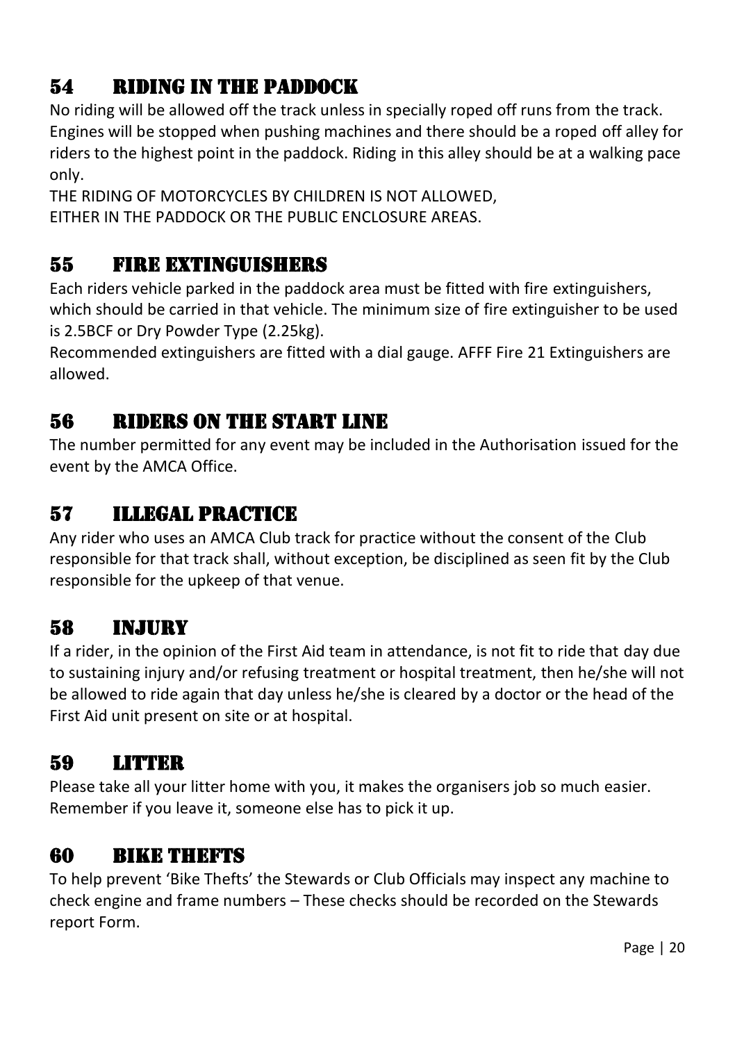## 54 RIDING IN THE PADDOCK

No riding will be allowed off the track unless in specially roped off runs from the track. Engines will be stopped when pushing machines and there should be a roped off alley for riders to the highest point in the paddock. Riding in this alley should be at a walking pace only.

THE RIDING OF MOTORCYCLES BY CHILDREN IS NOT ALLOWED,
EITHER IN THE PADDOCK OR THE PUBLIC ENCLOSURE AREAS.

## 55 FIRE EXTINGUISHERS

Each riders vehicle parked in the paddock area must be fitted with fire extinguishers, which should be carried in that vehicle. The minimum size of fire extinguisher to be used is 2.5BCF or Dry Powder Type (2.25kg).

Recommended extinguishers are fitted with a dial gauge. AFFF Fire 21 Extinguishers are allowed.

## 56 RIDERS ON THE START LINE

The number permitted for any event may be included in the Authorisation issued for the event by the AMCA Office.

## 57 ILLEGAL PRACTICE

Any rider who uses an AMCA Club track for practice without the consent of the Club responsible for that track shall, without exception, be disciplined as seen fit by the Club responsible for the upkeep of that venue.

## 58 INJURY

If a rider, in the opinion of the First Aid team in attendance, is not fit to ride that day due to sustaining injury and/or refusing treatment or hospital treatment, then he/she will not be allowed to ride again that day unless he/she is cleared by a doctor or the head of the First Aid unit present on site or at hospital.

## 59 LITTER

Please take all your litter home with you, it makes the organisers job so much easier. Remember if you leave it, someone else has to pick it up.

## 60 BIKE THEFTS

To help prevent 'Bike Thefts' the Stewards or Club Officials may inspect any machine to check engine and frame numbers – These checks should be recorded on the Stewards report Form.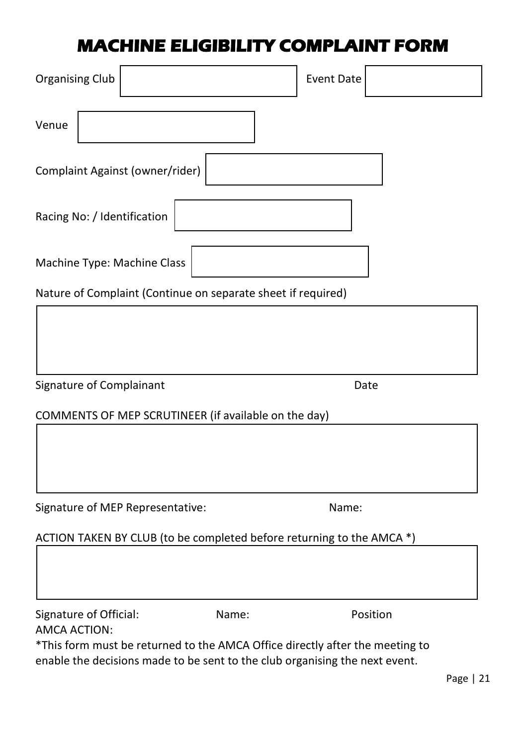# MACHINE ELIGIBILITY COMPLAINT FORM

Organising Club

Event Date

Venue

Complaint Against (owner/rider)

Racing No: / Identification

Machine Type: Machine Class

Nature of Complaint (Continue on separate sheet if required)

Signature of Complainant

Date

COMMENTS OF MEP SCRUTINEER (if available on the day)

Signature of MEP Representative:

Name:

ACTION TAKEN BY CLUB (to be completed before returning to the AMCA *)

Signature of Official:

Name:

Position

AMCA ACTION:

*This form must be returned to the AMCA Office directly after the meeting to enable the decisions made to be sent to the club organising the next event.